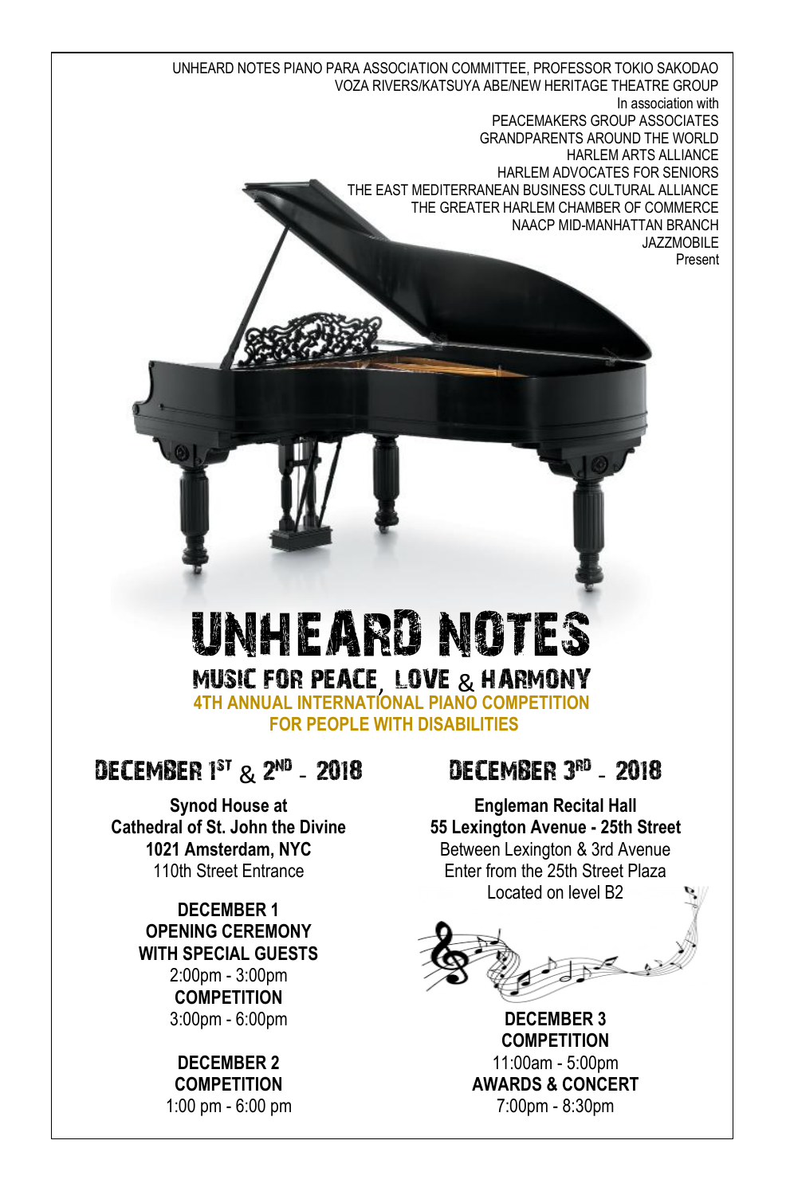UNHEARD NOTES PIANO PARA ASSOCIATION COMMITTEE, PROFESSOR TOKIO SAKODAO
VOZA RIVERS/KATSUYA ABE/NEW HERITAGE THEATRE GROUP
In association with
PEACEMAKERS GROUP ASSOCIATES
GRANDPARENTS AROUND THE WORLD
HARLEM ARTS ALLIANCE
HARLEM ADVOCATES FOR SENIORS
THE EAST MEDITERRANEAN BUSINESS CULTURAL ALLIANCE
THE GREATER HARLEM CHAMBER OF COMMERCE
NAACP MID-MANHATTAN BRANCH
JAZZMOBILE
Present

# UNHEARD NOTES

## MUSIC FOR PEACE, LOVE & HARMONY

**4TH ANNUAL INTERNATIONAL PIANO COMPETITION**
**FOR PEOPLE WITH DISABILITIES**

## DECEMBER 1ST & 2ND - 2018

**Synod House at**
**Cathedral of St. John the Divine**
**1021 Amsterdam, NYC**
110th Street Entrance

**DECEMBER 1**
**OPENING CEREMONY**
**WITH SPECIAL GUESTS**
2:00pm - 3:00pm
**COMPETITION**
3:00pm - 6:00pm

**DECEMBER 2**
**COMPETITION**
1:00 pm - 6:00 pm

## DECEMBER 3RD - 2018

**Engleman Recital Hall**
**55 Lexington Avenue - 25th Street**
Between Lexington & 3rd Avenue
Enter from the 25th Street Plaza
Located on level B2

**DECEMBER 3**
**COMPETITION**
11:00am - 5:00pm
**AWARDS & CONCERT**
7:00pm - 8:30pm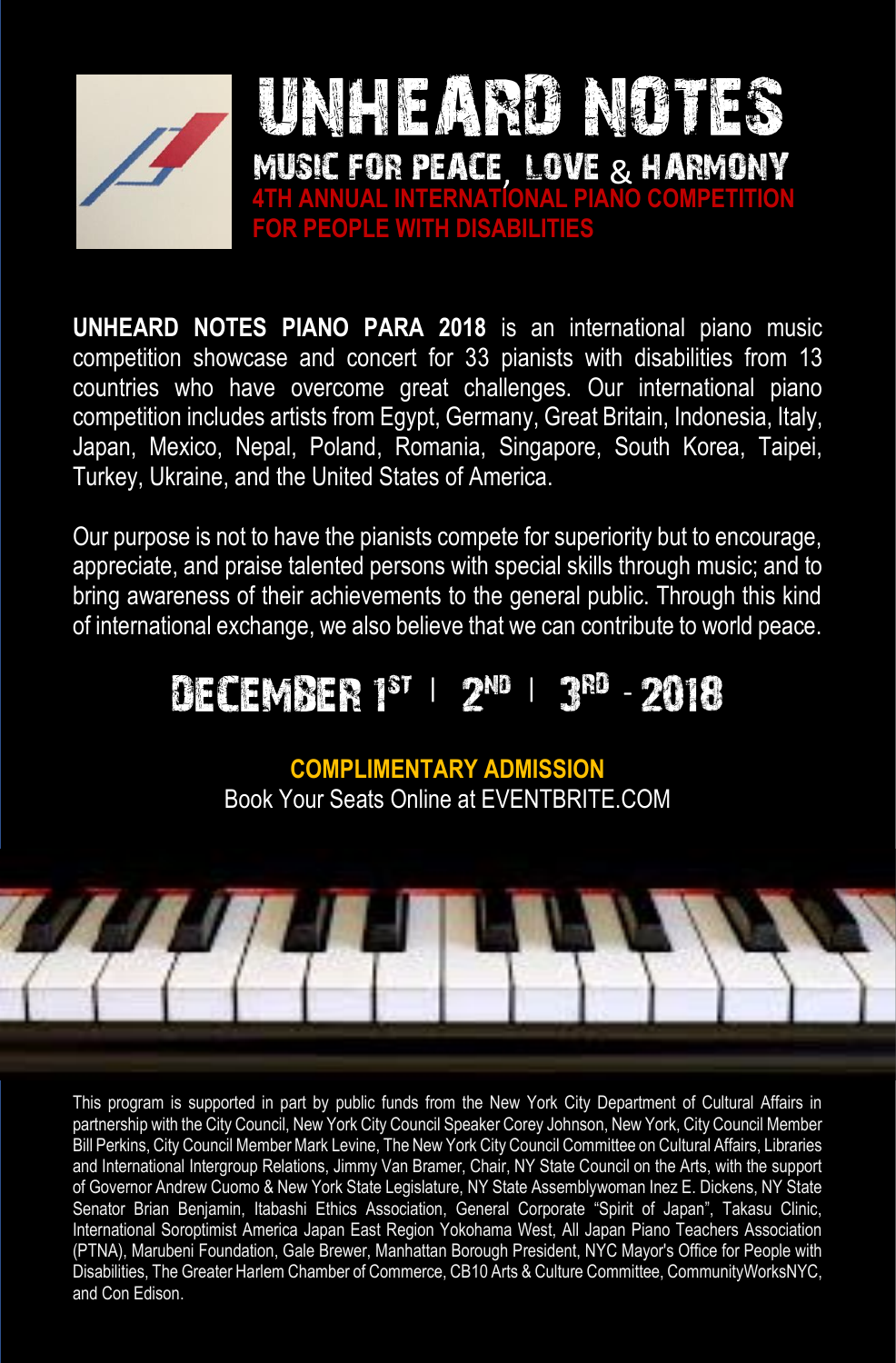# UNHEARD NOTES

## MUSIC FOR PEACE, LOVE & HARMONY

**4TH ANNUAL INTERNATIONAL PIANO COMPETITION FOR PEOPLE WITH DISABILITIES**

**UNHEARD NOTES PIANO PARA 2018** is an international piano music competition showcase and concert for 33 pianists with disabilities from 13 countries who have overcome great challenges. Our international piano competition includes artists from Egypt, Germany, Great Britain, Indonesia, Italy, Japan, Mexico, Nepal, Poland, Romania, Singapore, South Korea, Taipei, Turkey, Ukraine, and the United States of America.

Our purpose is not to have the pianists compete for superiority but to encourage, appreciate, and praise talented persons with special skills through music; and to bring awareness of their achievements to the general public. Through this kind of international exchange, we also believe that we can contribute to world peace.

## DECEMBER 1ST | 2ND | 3RD - 2018

**COMPLIMENTARY ADMISSION**

Book Your Seats Online at EVENTBRITE.COM

This program is supported in part by public funds from the New York City Department of Cultural Affairs in partnership with the City Council, New York City Council Speaker Corey Johnson, New York, City Council Member Bill Perkins, City Council Member Mark Levine, The New York City Council Committee on Cultural Affairs, Libraries and International Intergroup Relations, Jimmy Van Bramer, Chair, NY State Council on the Arts, with the support of Governor Andrew Cuomo & New York State Legislature, NY State Assemblywoman Inez E. Dickens, NY State Senator Brian Benjamin, Itabashi Ethics Association, General Corporate "Spirit of Japan", Takasu Clinic, International Soroptimist America Japan East Region Yokohama West, All Japan Piano Teachers Association (PTNA), Marubeni Foundation, Gale Brewer, Manhattan Borough President, NYC Mayor's Office for People with Disabilities, The Greater Harlem Chamber of Commerce, CB10 Arts & Culture Committee, CommunityWorksNYC, and Con Edison.